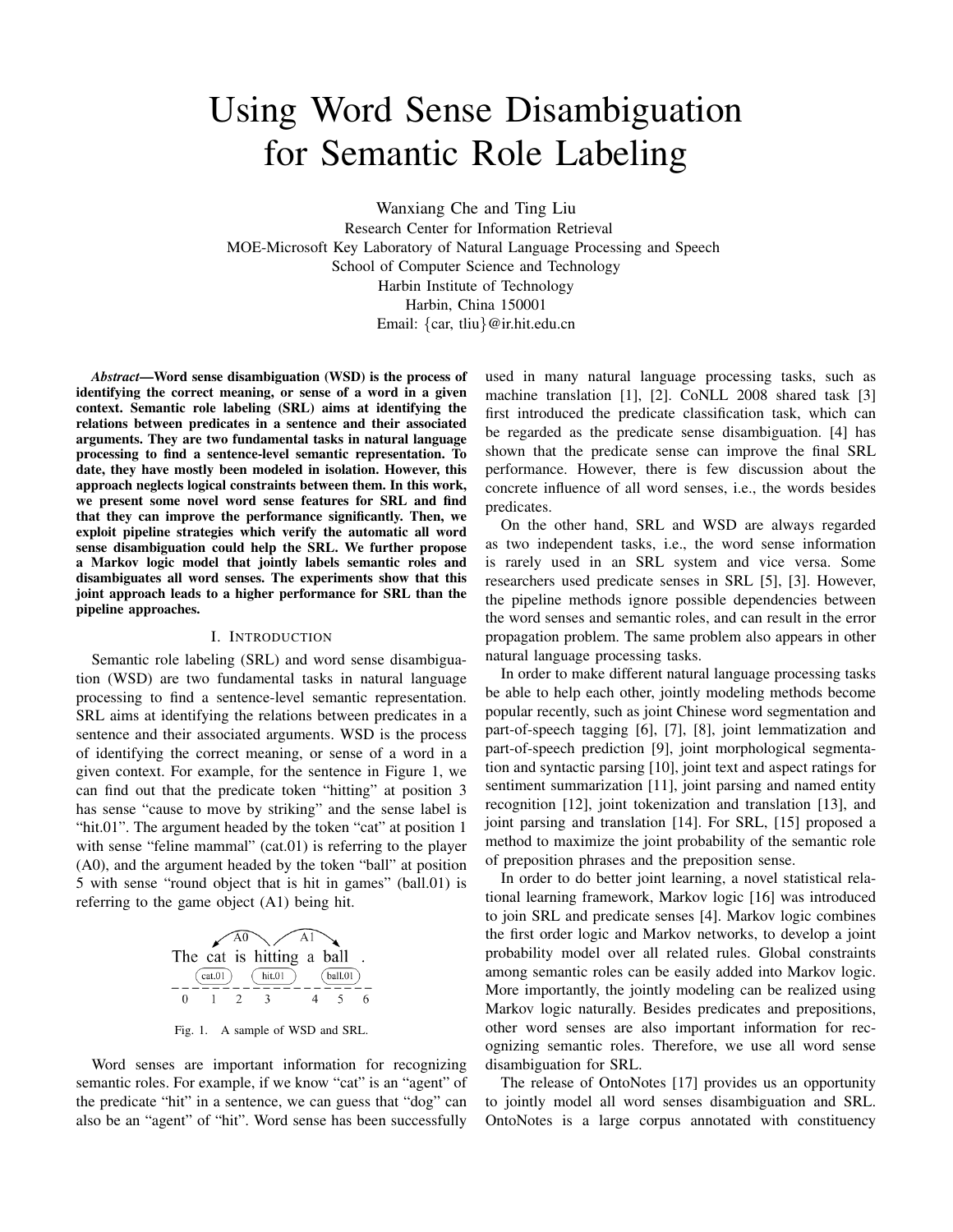# Using Word Sense Disambiguation for Semantic Role Labeling

Wanxiang Che and Ting Liu
Research Center for Information Retrieval
MOE-Microsoft Key Laboratory of Natural Language Processing and Speech
School of Computer Science and Technology
Harbin Institute of Technology
Harbin, China 150001
Email: {car, tliu}@ir.hit.edu.cn

***Abstract*—Word sense disambiguation (WSD) is the process of identifying the correct meaning, or sense of a word in a given context. Semantic role labeling (SRL) aims at identifying the relations between predicates in a sentence and their associated arguments. They are two fundamental tasks in natural language processing to find a sentence-level semantic representation. To date, they have mostly been modeled in isolation. However, this approach neglects logical constraints between them. In this work, we present some novel word sense features for SRL and find that they can improve the performance significantly. Then, we exploit pipeline strategies which verify the automatic all word sense disambiguation could help the SRL. We further propose a Markov logic model that jointly labels semantic roles and disambiguates all word senses. The experiments show that this joint approach leads to a higher performance for SRL than the pipeline approaches.**

## I. Introduction

Semantic role labeling (SRL) and word sense disambiguation (WSD) are two fundamental tasks in natural language processing to find a sentence-level semantic representation. SRL aims at identifying the relations between predicates in a sentence and their associated arguments. WSD is the process of identifying the correct meaning, or sense of a word in a given context. For example, for the sentence in Figure 1, we can find out that the predicate token "hitting" at position 3 has sense "cause to move by striking" and the sense label is "hit.01". The argument headed by the token "cat" at position 1 with sense "feline mammal" (cat.01) is referring to the player (A0), and the argument headed by the token "ball" at position 5 with sense "round object that is hit in games" (ball.01) is referring to the game object (A1) being hit.

```
        A0      A1
     ↙‾‾‾‾‾‾\ /‾‾‾‾‾‾↘
The cat  is hitting a ball  .
   (cat.01) (hit.01)  (ball.01)
- - - - - - - - - - - - - - - -
0   1    2    3     4   5   6
```

Fig. 1. A sample of WSD and SRL.

Word senses are important information for recognizing semantic roles. For example, if we know "cat" is an "agent" of the predicate "hit" in a sentence, we can guess that "dog" can also be an "agent" of "hit". Word sense has been successfully used in many natural language processing tasks, such as machine translation [1], [2]. CoNLL 2008 shared task [3] first introduced the predicate classification task, which can be regarded as the predicate sense disambiguation. [4] has shown that the predicate sense can improve the final SRL performance. However, there is few discussion about the concrete influence of all word senses, i.e., the words besides predicates.

On the other hand, SRL and WSD are always regarded as two independent tasks, i.e., the word sense information is rarely used in an SRL system and vice versa. Some researchers used predicate senses in SRL [5], [3]. However, the pipeline methods ignore possible dependencies between the word senses and semantic roles, and can result in the error propagation problem. The same problem also appears in other natural language processing tasks.

In order to make different natural language processing tasks be able to help each other, jointly modeling methods become popular recently, such as joint Chinese word segmentation and part-of-speech tagging [6], [7], [8], joint lemmatization and part-of-speech prediction [9], joint morphological segmentation and syntactic parsing [10], joint text and aspect ratings for sentiment summarization [11], joint parsing and named entity recognition [12], joint tokenization and translation [13], and joint parsing and translation [14]. For SRL, [15] proposed a method to maximize the joint probability of the semantic role of preposition phrases and the preposition sense.

In order to do better joint learning, a novel statistical relational learning framework, Markov logic [16] was introduced to join SRL and predicate senses [4]. Markov logic combines the first order logic and Markov networks, to develop a joint probability model over all related rules. Global constraints among semantic roles can be easily added into Markov logic. More importantly, the jointly modeling can be realized using Markov logic naturally. Besides predicates and prepositions, other word senses are also important information for recognizing semantic roles. Therefore, we use all word sense disambiguation for SRL.

The release of OntoNotes [17] provides us an opportunity to jointly model all word senses disambiguation and SRL. OntoNotes is a large corpus annotated with constituency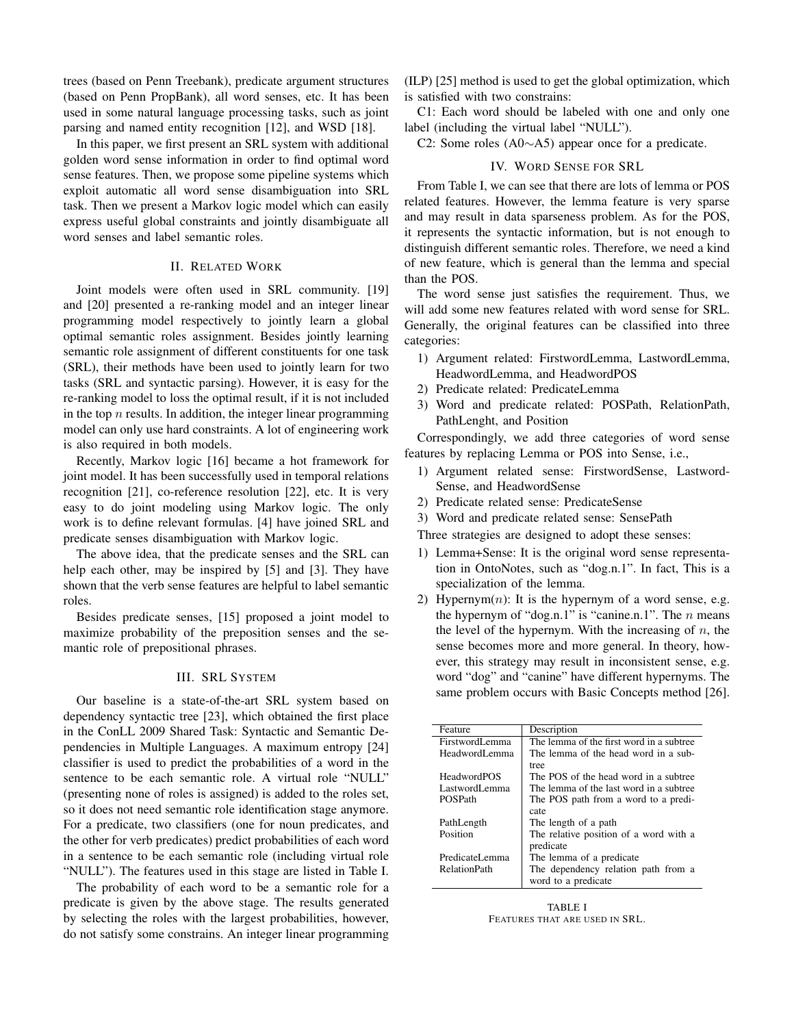trees (based on Penn Treebank), predicate argument structures (based on Penn PropBank), all word senses, etc. It has been used in some natural language processing tasks, such as joint parsing and named entity recognition [12], and WSD [18].

In this paper, we first present an SRL system with additional golden word sense information in order to find optimal word sense features. Then, we propose some pipeline systems which exploit automatic all word sense disambiguation into SRL task. Then we present a Markov logic model which can easily express useful global constraints and jointly disambiguate all word senses and label semantic roles.

## II. Related Work

Joint models were often used in SRL community. [19] and [20] presented a re-ranking model and an integer linear programming model respectively to jointly learn a global optimal semantic roles assignment. Besides jointly learning semantic role assignment of different constituents for one task (SRL), their methods have been used to jointly learn for two tasks (SRL and syntactic parsing). However, it is easy for the re-ranking model to loss the optimal result, if it is not included in the top $n$ results. In addition, the integer linear programming model can only use hard constraints. A lot of engineering work is also required in both models.

Recently, Markov logic [16] became a hot framework for joint model. It has been successfully used in temporal relations recognition [21], co-reference resolution [22], etc. It is very easy to do joint modeling using Markov logic. The only work is to define relevant formulas. [4] have joined SRL and predicate senses disambiguation with Markov logic.

The above idea, that the predicate senses and the SRL can help each other, may be inspired by [5] and [3]. They have shown that the verb sense features are helpful to label semantic roles.

Besides predicate senses, [15] proposed a joint model to maximize probability of the preposition senses and the semantic role of prepositional phrases.

## III. SRL System

Our baseline is a state-of-the-art SRL system based on dependency syntactic tree [23], which obtained the first place in the ConLL 2009 Shared Task: Syntactic and Semantic Dependencies in Multiple Languages. A maximum entropy [24] classifier is used to predict the probabilities of a word in the sentence to be each semantic role. A virtual role "NULL" (presenting none of roles is assigned) is added to the roles set, so it does not need semantic role identification stage anymore. For a predicate, two classifiers (one for noun predicates, and the other for verb predicates) predict probabilities of each word in a sentence to be each semantic role (including virtual role "NULL"). The features used in this stage are listed in Table I.

The probability of each word to be a semantic role for a predicate is given by the above stage. The results generated by selecting the roles with the largest probabilities, however, do not satisfy some constrains. An integer linear programming (ILP) [25] method is used to get the global optimization, which is satisfied with two constrains:

C1: Each word should be labeled with one and only one label (including the virtual label "NULL").

C2: Some roles (A0$\sim$A5) appear once for a predicate.

## IV. Word Sense for SRL

From Table I, we can see that there are lots of lemma or POS related features. However, the lemma feature is very sparse and may result in data sparseness problem. As for the POS, it represents the syntactic information, but is not enough to distinguish different semantic roles. Therefore, we need a kind of new feature, which is general than the lemma and special than the POS.

The word sense just satisfies the requirement. Thus, we will add some new features related with word sense for SRL. Generally, the original features can be classified into three categories:

1) Argument related: FirstwordLemma, LastwordLemma, HeadwordLemma, and HeadwordPOS
2) Predicate related: PredicateLemma
3) Word and predicate related: POSPath, RelationPath, PathLenght, and Position

Correspondingly, we add three categories of word sense features by replacing Lemma or POS into Sense, i.e.,

1) Argument related sense: FirstwordSense, LastwordSense, and HeadwordSense
2) Predicate related sense: PredicateSense
3) Word and predicate related sense: SensePath

Three strategies are designed to adopt these senses:

1) Lemma+Sense: It is the original word sense representation in OntoNotes, such as "dog.n.1". In fact, This is a specialization of the lemma.
2) Hypernym($n$): It is the hypernym of a word sense, e.g. the hypernym of "dog.n.1" is "canine.n.1". The $n$ means the level of the hypernym. With the increasing of $n$, the sense becomes more and more general. In theory, however, this strategy may result in inconsistent sense, e.g. word "dog" and "canine" have different hypernyms. The same problem occurs with Basic Concepts method [26].

| Feature | Description |
|---|---|
| FirstwordLemma | The lemma of the first word in a subtree |
| HeadwordLemma | The lemma of the head word in a subtree |
| HeadwordPOS | The POS of the head word in a subtree |
| LastwordLemma | The lemma of the last word in a subtree |
| POSPath | The POS path from a word to a predicate |
| PathLength | The length of a path |
| Position | The relative position of a word with a predicate |
| PredicateLemma | The lemma of a predicate |
| RelationPath | The dependency relation path from a word to a predicate |

TABLE I
FEATURES THAT ARE USED IN SRL.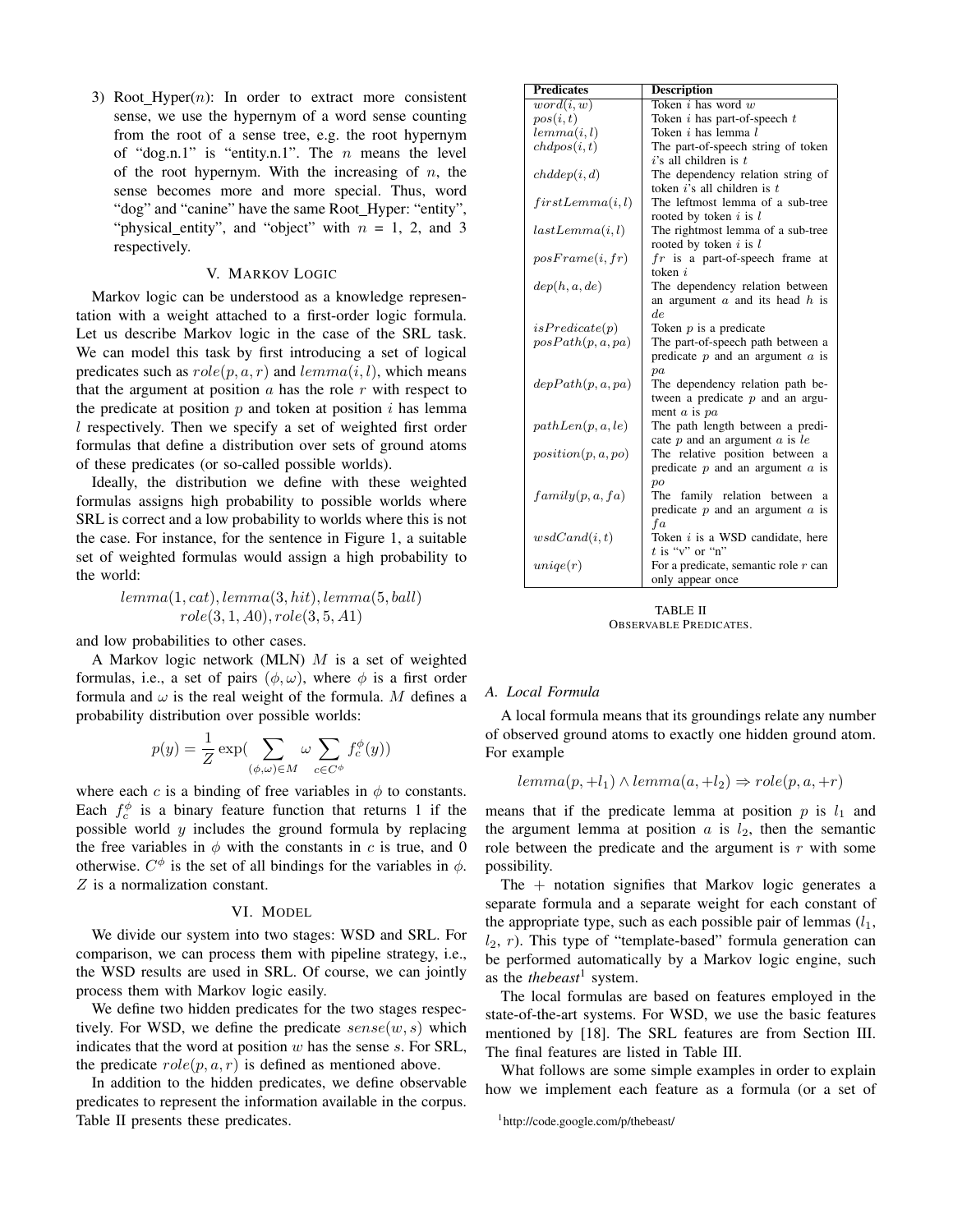3) Root_Hyper($n$): In order to extract more consistent sense, we use the hypernym of a word sense counting from the root of a sense tree, e.g. the root hypernym of "dog.n.1" is "entity.n.1". The $n$ means the level of the root hypernym. With the increasing of $n$, the sense becomes more and more special. Thus, word "dog" and "canine" have the same Root_Hyper: "entity", "physical_entity", and "object" with $n$ = 1, 2, and 3 respectively.

## V. Markov Logic

Markov logic can be understood as a knowledge representation with a weight attached to a first-order logic formula. Let us describe Markov logic in the case of the SRL task. We can model this task by first introducing a set of logical predicates such as $role(p, a, r)$ and $lemma(i, l)$, which means that the argument at position $a$ has the role $r$ with respect to the predicate at position $p$ and token at position $i$ has lemma $l$ respectively. Then we specify a set of weighted first order formulas that define a distribution over sets of ground atoms of these predicates (or so-called possible worlds).

Ideally, the distribution we define with these weighted formulas assigns high probability to possible worlds where SRL is correct and a low probability to worlds where this is not the case. For instance, for the sentence in Figure 1, a suitable set of weighted formulas would assign a high probability to the world:

$$lemma(1, cat), lemma(3, hit), lemma(5, ball)$$
$$role(3, 1, A0), role(3, 5, A1)$$

and low probabilities to other cases.

A Markov logic network (MLN) $M$ is a set of weighted formulas, i.e., a set of pairs $(\phi, \omega)$, where $\phi$ is a first order formula and $\omega$ is the real weight of the formula. $M$ defines a probability distribution over possible worlds:

$$p(y) = \frac{1}{Z} \exp\Big( \sum_{(\phi,\omega)\in M} \omega \sum_{c \in C^{\phi}} f_c^{\phi}(y) \Big)$$

where each $c$ is a binding of free variables in $\phi$ to constants. Each $f_c^{\phi}$ is a binary feature function that returns 1 if the possible world $y$ includes the ground formula by replacing the free variables in $\phi$ with the constants in $c$ is true, and 0 otherwise. $C^{\phi}$ is the set of all bindings for the variables in $\phi$. $Z$ is a normalization constant.

## VI. Model

We divide our system into two stages: WSD and SRL. For comparison, we can process them with pipeline strategy, i.e., the WSD results are used in SRL. Of course, we can jointly process them with Markov logic easily.

We define two hidden predicates for the two stages respectively. For WSD, we define the predicate $sense(w, s)$ which indicates that the word at position $w$ has the sense $s$. For SRL, the predicate $role(p, a, r)$ is defined as mentioned above.

In addition to the hidden predicates, we define observable predicates to represent the information available in the corpus. Table II presents these predicates.

| Predicates | Description |
|---|---|
| $word(i, w)$ | Token $i$ has word $w$ |
| $pos(i, t)$ | Token $i$ has part-of-speech $t$ |
| $lemma(i, l)$ | Token $i$ has lemma $l$ |
| $chdpos(i, t)$ | The part-of-speech string of token $i$'s all children is $t$ |
| $chddep(i, d)$ | The dependency relation string of token $i$'s all children is $t$ |
| $firstLemma(i, l)$ | The leftmost lemma of a sub-tree rooted by token $i$ is $l$ |
| $lastLemma(i, l)$ | The rightmost lemma of a sub-tree rooted by token $i$ is $l$ |
| $posFrame(i, fr)$ | $fr$ is a part-of-speech frame at token $i$ |
| $dep(h, a, de)$ | The dependency relation between an argument $a$ and its head $h$ is $de$ |
| $isPredicate(p)$ | Token $p$ is a predicate |
| $posPath(p, a, pa)$ | The part-of-speech path between a predicate $p$ and an argument $a$ is $pa$ |
| $depPath(p, a, pa)$ | The dependency relation path between a predicate $p$ and an argument $a$ is $pa$ |
| $pathLen(p, a, le)$ | The path length between a predicate $p$ and an argument $a$ is $le$ |
| $position(p, a, po)$ | The relative position between a predicate $p$ and an argument $a$ is $po$ |
| $family(p, a, fa)$ | The family relation between a predicate $p$ and an argument $a$ is $fa$ |
| $wsdCand(i, t)$ | Token $i$ is a WSD candidate, here $t$ is "v" or "n" |
| $uniqe(r)$ | For a predicate, semantic role $r$ can only appear once |

TABLE II
Observable Predicates.

### A. Local Formula

A local formula means that its groundings relate any number of observed ground atoms to exactly one hidden ground atom. For example

$$lemma(p, +l_1) \wedge lemma(a, +l_2) \Rightarrow role(p, a, +r)$$

means that if the predicate lemma at position $p$ is $l_1$ and the argument lemma at position $a$ is $l_2$, then the semantic role between the predicate and the argument is $r$ with some possibility.

The $+$ notation signifies that Markov logic generates a separate formula and a separate weight for each constant of the appropriate type, such as each possible pair of lemmas ($l_1$, $l_2$, $r$). This type of "template-based" formula generation can be performed automatically by a Markov logic engine, such as the *thebeast*[1] system.

The local formulas are based on features employed in the state-of-the-art systems. For WSD, we use the basic features mentioned by [18]. The SRL features are from Section III. The final features are listed in Table III.

What follows are some simple examples in order to explain how we implement each feature as a formula (or a set of

[1] http://code.google.com/p/thebeast/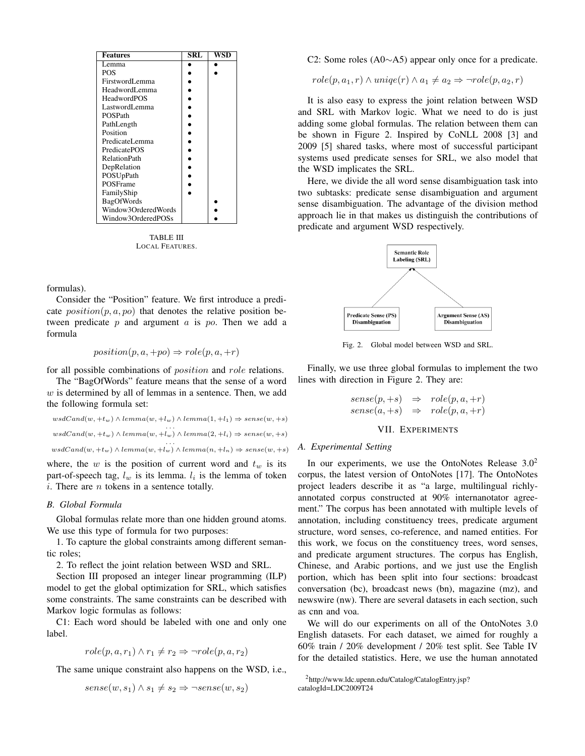| Features | SRL | WSD |
|---|---|---|
| Lemma | • | • |
| POS | • | • |
| FirstwordLemma | • | |
| HeadwordLemma | • | |
| HeadwordPOS | • | |
| LastwordLemma | • | |
| POSPath | • | |
| PathLength | • | |
| Position | • | |
| PredicateLemma | • | |
| PredicatePOS | • | |
| RelationPath | • | |
| DepRelation | • | |
| POSUpPath | • | |
| POSFrame | • | |
| FamilyShip | • | |
| BagOfWords | | • |
| Window3OrderedWords | | • |
| Window3OrderedPOSs | | • |

TABLE III
LOCAL FEATURES.

formulas).

Consider the "Position" feature. We first introduce a predicate $position(p, a, po)$ that denotes the relative position between predicate $p$ and argument $a$ is $po$. Then we add a formula

$$position(p, a, +po) \Rightarrow role(p, a, +r)$$

for all possible combinations of $position$ and $role$ relations.

The "BagOfWords" feature means that the sense of a word $w$ is determined by all of lemmas in a sentence. Then, we add the following formula set:

$$wsdCand(w, +t_w) \wedge lemma(w, +l_w) \wedge lemma(1, +l_1) \Rightarrow sense(w, +s)$$
$$\ldots$$
$$wsdCand(w, +t_w) \wedge lemma(w, +l_w) \wedge lemma(2, +l_i) \Rightarrow sense(w, +s)$$
$$\ldots$$
$$wsdCand(w, +t_w) \wedge lemma(w, +l_w) \wedge lemma(n, +l_n) \Rightarrow sense(w, +s)$$

where, the $w$ is the position of current word and $t_w$ is its part-of-speech tag, $l_w$ is its lemma. $l_i$ is the lemma of token $i$. There are $n$ tokens in a sentence totally.

### B. Global Formula

Global formulas relate more than one hidden ground atoms. We use this type of formula for two purposes:

1. To capture the global constraints among different semantic roles;

2. To reflect the joint relation between WSD and SRL.

Section III proposed an integer linear programming (ILP) model to get the global optimization for SRL, which satisfies some constraints. The same constraints can be described with Markov logic formulas as follows:

C1: Each word should be labeled with one and only one label.

$$role(p, a, r_1) \wedge r_1 \neq r_2 \Rightarrow \neg role(p, a, r_2)$$

The same unique constraint also happens on the WSD, i.e.,

$$sense(w, s_1) \wedge s_1 \neq s_2 \Rightarrow \neg sense(w, s_2)$$

C2: Some roles (A0∼A5) appear only once for a predicate.

$$role(p, a_1, r) \wedge uniqe(r) \wedge a_1 \neq a_2 \Rightarrow \neg role(p, a_2, r)$$

It is also easy to express the joint relation between WSD and SRL with Markov logic. What we need to do is just adding some global formulas. The relation between them can be shown in Figure 2. Inspired by CoNLL 2008 [3] and 2009 [5] shared tasks, where most of successful participant systems used predicate senses for SRL, we also model that the WSD implicates the SRL.

Here, we divide the all word sense disambiguation task into two subtasks: predicate sense disambiguation and argument sense disambiguation. The advantage of the division method approach lie in that makes us distinguish the contributions of predicate and argument WSD respectively.

Semantic Role Labeling (SRL)

Predicate Sense (PS) Disambiguation

Argument Sense (AS) Disambiguation

Fig. 2. Global model between WSD and SRL.

Finally, we use three global formulas to implement the two lines with direction in Figure 2. They are:

$$sense(p, +s) \Rightarrow role(p, a, +r)$$
$$sense(a, +s) \Rightarrow role(p, a, +r)$$

## VII. Experiments

### A. Experimental Setting

In our experiments, we use the OntoNotes Release 3.0[2] corpus, the latest version of OntoNotes [17]. The OntoNotes project leaders describe it as "a large, multilingual richly-annotated corpus constructed at 90% internanotator agreement." The corpus has been annotated with multiple levels of annotation, including constituency trees, predicate argument structure, word senses, co-reference, and named entities. For this work, we focus on the constituency trees, word senses, and predicate argument structures. The corpus has English, Chinese, and Arabic portions, and we just use the English portion, which has been split into four sections: broadcast conversation (bc), broadcast news (bn), magazine (mz), and newswire (nw). There are several datasets in each section, such as cnn and voa.

We will do our experiments on all of the OntoNotes 3.0 English datasets. For each dataset, we aimed for roughly a 60% train / 20% development / 20% test split. See Table IV for the detailed statistics. Here, we use the human annotated

[2] http://www.ldc.upenn.edu/Catalog/CatalogEntry.jsp?catalogId=LDC2009T24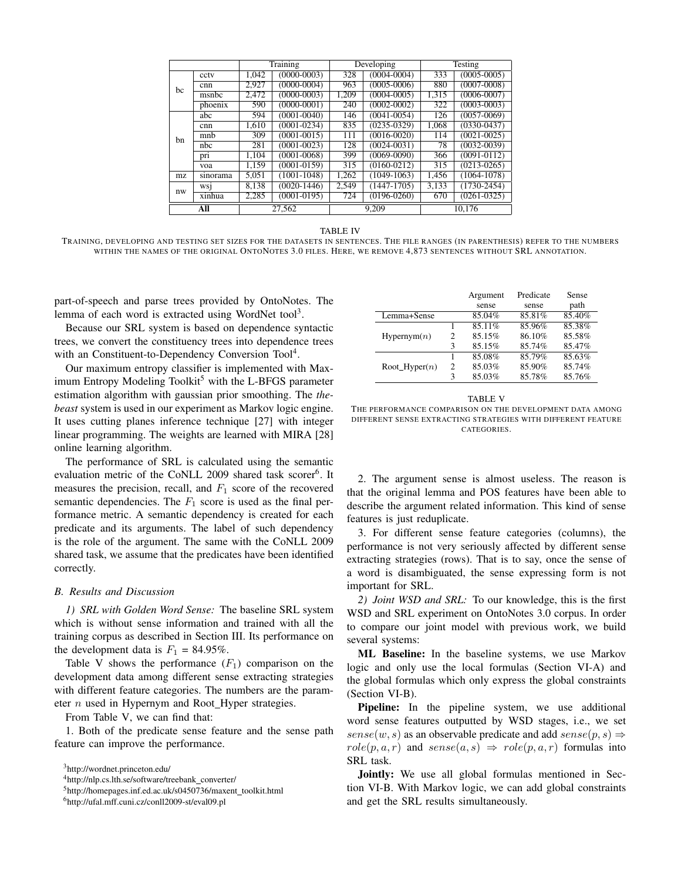| | | Training | | Developing | | Testing | |
|---|---|---|---|---|---|---|---|
| bc | cctv | 1,042 | (0000-0003) | 328 | (0004-0004) | 333 | (0005-0005) |
| | cnn | 2,927 | (0000-0004) | 963 | (0005-0006) | 880 | (0007-0008) |
| | msnbc | 2,472 | (0000-0003) | 1,209 | (0004-0005) | 1,315 | (0006-0007) |
| | phoenix | 590 | (0000-0001) | 240 | (0002-0002) | 322 | (0003-0003) |
| bn | abc | 594 | (0001-0040) | 146 | (0041-0054) | 126 | (0057-0069) |
| | cnn | 1,610 | (0001-0234) | 835 | (0235-0329) | 1,068 | (0330-0437) |
| | mnb | 309 | (0001-0015) | 111 | (0016-0020) | 114 | (0021-0025) |
| | nbc | 281 | (0001-0023) | 128 | (0024-0031) | 78 | (0032-0039) |
| | pri | 1,104 | (0001-0068) | 399 | (0069-0090) | 366 | (0091-0112) |
| | voa | 1,159 | (0001-0159) | 315 | (0160-0212) | 315 | (0213-0265) |
| mz | sinorama | 5,051 | (1001-1048) | 1,262 | (1049-1063) | 1,456 | (1064-1078) |
| nw | wsj | 8,138 | (0020-1446) | 2,549 | (1447-1705) | 3,133 | (1730-2454) |
| | xinhua | 2,285 | (0001-0195) | 724 | (0196-0260) | 670 | (0261-0325) |
| **All** | | 27,562 | | 9,209 | | 10,176 | |

TABLE IV

TRAINING, DEVELOPING AND TESTING SET SIZES FOR THE DATASETS IN SENTENCES. THE FILE RANGES (IN PARENTHESIS) REFER TO THE NUMBERS WITHIN THE NAMES OF THE ORIGINAL ONTONOTES 3.0 FILES. HERE, WE REMOVE 4,873 SENTENCES WITHOUT SRL ANNOTATION.

part-of-speech and parse trees provided by OntoNotes. The lemma of each word is extracted using WordNet tool[3].

Because our SRL system is based on dependence syntactic trees, we convert the constituency trees into dependence trees with an Constituent-to-Dependency Conversion Tool[4].

Our maximum entropy classifier is implemented with Maximum Entropy Modeling Toolkit[5] with the L-BFGS parameter estimation algorithm with gaussian prior smoothing. The *thebeast* system is used in our experiment as Markov logic engine. It uses cutting planes inference technique [27] with integer linear programming. The weights are learned with MIRA [28] online learning algorithm.

The performance of SRL is calculated using the semantic evaluation metric of the CoNLL 2009 shared task scorer[6]. It measures the precision, recall, and $F_1$ score of the recovered semantic dependencies. The $F_1$ score is used as the final performance metric. A semantic dependency is created for each predicate and its arguments. The label of such dependency is the role of the argument. The same with the CoNLL 2009 shared task, we assume that the predicates have been identified correctly.

### B. Results and Discussion

*1) SRL with Golden Word Sense:* The baseline SRL system which is without sense information and trained with all the training corpus as described in Section III. Its performance on the development data is $F_1$ = 84.95%.

Table V shows the performance ($F_1$) comparison on the development data among different sense extracting strategies with different feature categories. The numbers are the parameter $n$ used in Hypernym and Root_Hyper strategies.

From Table V, we can find that:

1. Both of the predicate sense feature and the sense path feature can improve the performance.

| | | Argument sense | Predicate sense | Sense path |
|---|---|---|---|---|
| Lemma+Sense | | 85.04% | 85.81% | 85.40% |
| Hypernym($n$) | 1 | 85.11% | 85.96% | 85.38% |
| | 2 | 85.15% | 86.10% | 85.58% |
| | 3 | 85.15% | 85.74% | 85.47% |
| Root_Hyper($n$) | 1 | 85.08% | 85.79% | 85.63% |
| | 2 | 85.03% | 85.90% | 85.74% |
| | 3 | 85.03% | 85.78% | 85.76% |

TABLE V

THE PERFORMANCE COMPARISON ON THE DEVELOPMENT DATA AMONG DIFFERENT SENSE EXTRACTING STRATEGIES WITH DIFFERENT FEATURE CATEGORIES.

2. The argument sense is almost useless. The reason is that the original lemma and POS features have been able to describe the argument related information. This kind of sense features is just reduplicate.

3. For different sense feature categories (columns), the performance is not very seriously affected by different sense extracting strategies (rows). That is to say, once the sense of a word is disambiguated, the sense expressing form is not important for SRL.

*2) Joint WSD and SRL:* To our knowledge, this is the first WSD and SRL experiment on OntoNotes 3.0 corpus. In order to compare our joint model with previous work, we build several systems:

**ML Baseline:** In the baseline systems, we use Markov logic and only use the local formulas (Section VI-A) and the global formulas which only express the global constraints (Section VI-B).

**Pipeline:** In the pipeline system, we use additional word sense features outputted by WSD stages, i.e., we set $sense(w, s)$ as an observable predicate and add $sense(p, s) \Rightarrow role(p, a, r)$ and $sense(a, s) \Rightarrow role(p, a, r)$ formulas into SRL task.

**Jointly:** We use all global formulas mentioned in Section VI-B. With Markov logic, we can add global constraints and get the SRL results simultaneously.

[3] http://wordnet.princeton.edu/

[4] http://nlp.cs.lth.se/software/treebank_converter/

[5] http://homepages.inf.ed.ac.uk/s0450736/maxent_toolkit.html

[6] http://ufal.mff.cuni.cz/conll2009-st/eval09.pl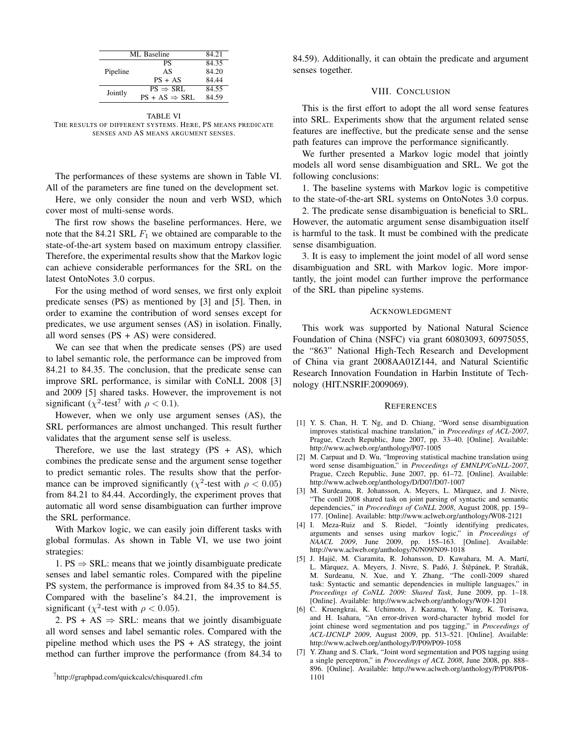| ML Baseline | | 84.21 |
|---|---|---|
| Pipeline | PS | 84.35 |
| | AS | 84.20 |
| | PS + AS | 84.44 |
| Jointly | PS ⇒ SRL | 84.55 |
| | PS + AS ⇒ SRL | 84.59 |

TABLE VI
THE RESULTS OF DIFFERENT SYSTEMS. HERE, PS MEANS PREDICATE SENSES AND AS MEANS ARGUMENT SENSES.

The performances of these systems are shown in Table VI. All of the parameters are fine tuned on the development set.

Here, we only consider the noun and verb WSD, which cover most of multi-sense words.

The first row shows the baseline performances. Here, we note that the 84.21 SRL $F_1$ we obtained are comparable to the state-of-the-art system based on maximum entropy classifier. Therefore, the experimental results show that the Markov logic can achieve considerable performances for the SRL on the latest OntoNotes 3.0 corpus.

For the using method of word senses, we first only exploit predicate senses (PS) as mentioned by [3] and [5]. Then, in order to examine the contribution of word senses except for predicates, we use argument senses (AS) in isolation. Finally, all word senses (PS + AS) were considered.

We can see that when the predicate senses (PS) are used to label semantic role, the performance can be improved from 84.21 to 84.35. The conclusion, that the predicate sense can improve SRL performance, is similar with CoNLL 2008 [3] and 2009 [5] shared tasks. However, the improvement is not significant ($\chi^2$-test[7] with $\rho < 0.1$).

However, when we only use argument senses (AS), the SRL performances are almost unchanged. This result further validates that the argument sense self is useless.

Therefore, we use the last strategy (PS + AS), which combines the predicate sense and the argument sense together to predict semantic roles. The results show that the performance can be improved significantly ($\chi^2$-test with $\rho < 0.05$) from 84.21 to 84.44. Accordingly, the experiment proves that automatic all word sense disambiguation can further improve the SRL performance.

With Markov logic, we can easily join different tasks with global formulas. As shown in Table VI, we use two joint strategies:

1. PS ⇒ SRL: means that we jointly disambiguate predicate senses and label semantic roles. Compared with the pipeline PS system, the performance is improved from 84.35 to 84.55. Compared with the baseline's 84.21, the improvement is significant ($\chi^2$-test with $\rho < 0.05$).

2. PS + AS ⇒ SRL: means that we jointly disambiguate all word senses and label semantic roles. Compared with the pipeline method which uses the PS + AS strategy, the joint method can further improve the performance (from 84.34 to 84.59). Additionally, it can obtain the predicate and argument senses together.

[7] http://graphpad.com/quickcalcs/chisquared1.cfm

## VIII. Conclusion

This is the first effort to adopt the all word sense features into SRL. Experiments show that the argument related sense features are ineffective, but the predicate sense and the sense path features can improve the performance significantly.

We further presented a Markov logic model that jointly models all word sense disambiguation and SRL. We got the following conclusions:

1. The baseline systems with Markov logic is competitive to the state-of-the-art SRL systems on OntoNotes 3.0 corpus.

2. The predicate sense disambiguation is beneficial to SRL. However, the automatic argument sense disambiguation itself is harmful to the task. It must be combined with the predicate sense disambiguation.

3. It is easy to implement the joint model of all word sense disambiguation and SRL with Markov logic. More importantly, the joint model can further improve the performance of the SRL than pipeline systems.

## Acknowledgment

This work was supported by National Natural Science Foundation of China (NSFC) via grant 60803093, 60975055, the "863" National High-Tech Research and Development of China via grant 2008AA01Z144, and Natural Scientific Research Innovation Foundation in Harbin Institute of Technology (HIT.NSRIF.2009069).

## References

[1] Y. S. Chan, H. T. Ng, and D. Chiang, "Word sense disambiguation improves statistical machine translation," in *Proceedings of ACL-2007*, Prague, Czech Republic, June 2007, pp. 33–40. [Online]. Available: http://www.aclweb.org/anthology/P07-1005

[2] M. Carpuat and D. Wu, "Improving statistical machine translation using word sense disambiguation," in *Proceedings of EMNLP/CoNLL-2007*, Prague, Czech Republic, June 2007, pp. 61–72. [Online]. Available: http://www.aclweb.org/anthology/D/D07/D07-1007

[3] M. Surdeanu, R. Johansson, A. Meyers, L. Màrquez, and J. Nivre, "The conll 2008 shared task on joint parsing of syntactic and semantic dependencies," in *Proceedings of CoNLL 2008*, August 2008, pp. 159–177. [Online]. Available: http://www.aclweb.org/anthology/W08-2121

[4] I. Meza-Ruiz and S. Riedel, "Jointly identifying predicates, arguments and senses using markov logic," in *Proceedings of NAACL 2009*, June 2009, pp. 155–163. [Online]. Available: http://www.aclweb.org/anthology/N/N09/N09-1018

[5] J. Hajič, M. Ciaramita, R. Johansson, D. Kawahara, M. A. Martí, L. Màrquez, A. Meyers, J. Nivre, S. Padó, J. Štěpánek, P. Straňák, M. Surdeanu, N. Xue, and Y. Zhang, "The conll-2009 shared task: Syntactic and semantic dependencies in multiple languages," in *Proceedings of CoNLL 2009: Shared Task*, June 2009, pp. 1–18. [Online]. Available: http://www.aclweb.org/anthology/W09-1201

[6] C. Kruengkrai, K. Uchimoto, J. Kazama, Y. Wang, K. Torisawa, and H. Isahara, "An error-driven word-character hybrid model for joint chinese word segmentation and pos tagging," in *Proceedings of ACL-IJCNLP 2009*, August 2009, pp. 513–521. [Online]. Available: http://www.aclweb.org/anthology/P/P09/P09-1058

[7] Y. Zhang and S. Clark, "Joint word segmentation and POS tagging using a single perceptron," in *Proceedings of ACL 2008*, June 2008, pp. 888–896. [Online]. Available: http://www.aclweb.org/anthology/P/P08/P08-1101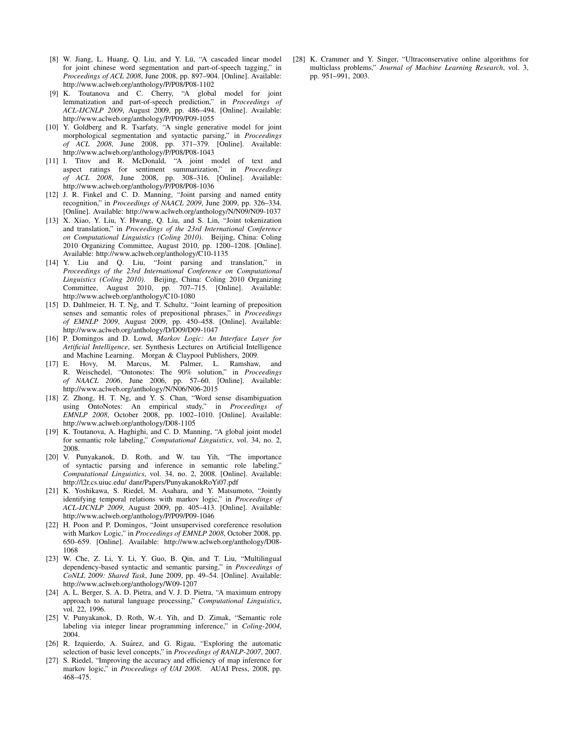[8] W. Jiang, L. Huang, Q. Liu, and Y. Lü, "A cascaded linear model for joint chinese word segmentation and part-of-speech tagging," in *Proceedings of ACL 2008*, June 2008, pp. 897–904. [Online]. Available: http://www.aclweb.org/anthology/P/P08/P08-1102

[9] K. Toutanova and C. Cherry, "A global model for joint lemmatization and part-of-speech prediction," in *Proceedings of ACL-IJCNLP 2009*, August 2009, pp. 486–494. [Online]. Available: http://www.aclweb.org/anthology/P/P09/P09-1055

[10] Y. Goldberg and R. Tsarfaty, "A single generative model for joint morphological segmentation and syntactic parsing," in *Proceedings of ACL 2008*, June 2008, pp. 371–379. [Online]. Available: http://www.aclweb.org/anthology/P/P08/P08-1043

[11] I. Titov and R. McDonald, "A joint model of text and aspect ratings for sentiment summarization," in *Proceedings of ACL 2008*, June 2008, pp. 308–316. [Online]. Available: http://www.aclweb.org/anthology/P/P08/P08-1036

[12] J. R. Finkel and C. D. Manning, "Joint parsing and named entity recognition," in *Proceedings of NAACL 2009*, June 2009, pp. 326–334. [Online]. Available: http://www.aclweb.org/anthology/N/N09/N09-1037

[13] X. Xiao, Y. Liu, Y. Hwang, Q. Liu, and S. Lin, "Joint tokenization and translation," in *Proceedings of the 23rd International Conference on Computational Linguistics (Coling 2010)*. Beijing, China: Coling 2010 Organizing Committee, August 2010, pp. 1200–1208. [Online]. Available: http://www.aclweb.org/anthology/C10-1135

[14] Y. Liu and Q. Liu, "Joint parsing and translation," in *Proceedings of the 23rd International Conference on Computational Linguistics (Coling 2010)*. Beijing, China: Coling 2010 Organizing Committee, August 2010, pp. 707–715. [Online]. Available: http://www.aclweb.org/anthology/C10-1080

[15] D. Dahlmeier, H. T. Ng, and T. Schultz, "Joint learning of preposition senses and semantic roles of prepositional phrases," in *Proceedings of EMNLP 2009*, August 2009, pp. 450–458. [Online]. Available: http://www.aclweb.org/anthology/D/D09/D09-1047

[16] P. Domingos and D. Lowd, *Markov Logic: An Interface Layer for Artificial Intelligence*, ser. Synthesis Lectures on Artificial Intelligence and Machine Learning. Morgan & Claypool Publishers, 2009.

[17] E. Hovy, M. Marcus, M. Palmer, L. Ramshaw, and R. Weischedel, "Ontonotes: The 90% solution," in *Proceedings of NAACL 2006*, June 2006, pp. 57–60. [Online]. Available: http://www.aclweb.org/anthology/N/N06/N06-2015

[18] Z. Zhong, H. T. Ng, and Y. S. Chan, "Word sense disambiguation using OntoNotes: An empirical study," in *Proceedings of EMNLP 2008*, October 2008, pp. 1002–1010. [Online]. Available: http://www.aclweb.org/anthology/D08-1105

[19] K. Toutanova, A. Haghighi, and C. D. Manning, "A global joint model for semantic role labeling," *Computational Linguistics*, vol. 34, no. 2, 2008.

[20] V. Punyakanok, D. Roth, and W. tau Yih, "The importance of syntactic parsing and inference in semantic role labeling," *Computational Linguistics*, vol. 34, no. 2, 2008. [Online]. Available: http://l2r.cs.uiuc.edu/ danr/Papers/PunyakanokRoYi07.pdf

[21] K. Yoshikawa, S. Riedel, M. Asahara, and Y. Matsumoto, "Jointly identifying temporal relations with markov logic," in *Proceedings of ACL-IJCNLP 2009*, August 2009, pp. 405–413. [Online]. Available: http://www.aclweb.org/anthology/P/P09/P09-1046

[22] H. Poon and P. Domingos, "Joint unsupervised coreference resolution with Markov Logic," in *Proceedings of EMNLP 2008*, October 2008, pp. 650–659. [Online]. Available: http://www.aclweb.org/anthology/D08-1068

[23] W. Che, Z. Li, Y. Li, Y. Guo, B. Qin, and T. Liu, "Multilingual dependency-based syntactic and semantic parsing," in *Proceedings of CoNLL 2009: Shared Task*, June 2009, pp. 49–54. [Online]. Available: http://www.aclweb.org/anthology/W09-1207

[24] A. L. Berger, S. A. D. Pietra, and V. J. D. Pietra, "A maximum entropy approach to natural language processing," *Computational Linguistics*, vol. 22, 1996.

[25] V. Punyakanok, D. Roth, W.-t. Yih, and D. Zimak, "Semantic role labeling via integer linear programming inference," in *Coling-2004*, 2004.

[26] R. Izquierdo, A. Suárez, and G. Rigau, "Exploring the automatic selection of basic level concepts," in *Proceedings of RANLP-2007*, 2007.

[27] S. Riedel, "Improving the accuracy and efficiency of map inference for markov logic," in *Proceedings of UAI 2008*. AUAI Press, 2008, pp. 468–475.

[28] K. Crammer and Y. Singer, "Ultraconservative online algorithms for multiclass problems," *Journal of Machine Learning Research*, vol. 3, pp. 951–991, 2003.